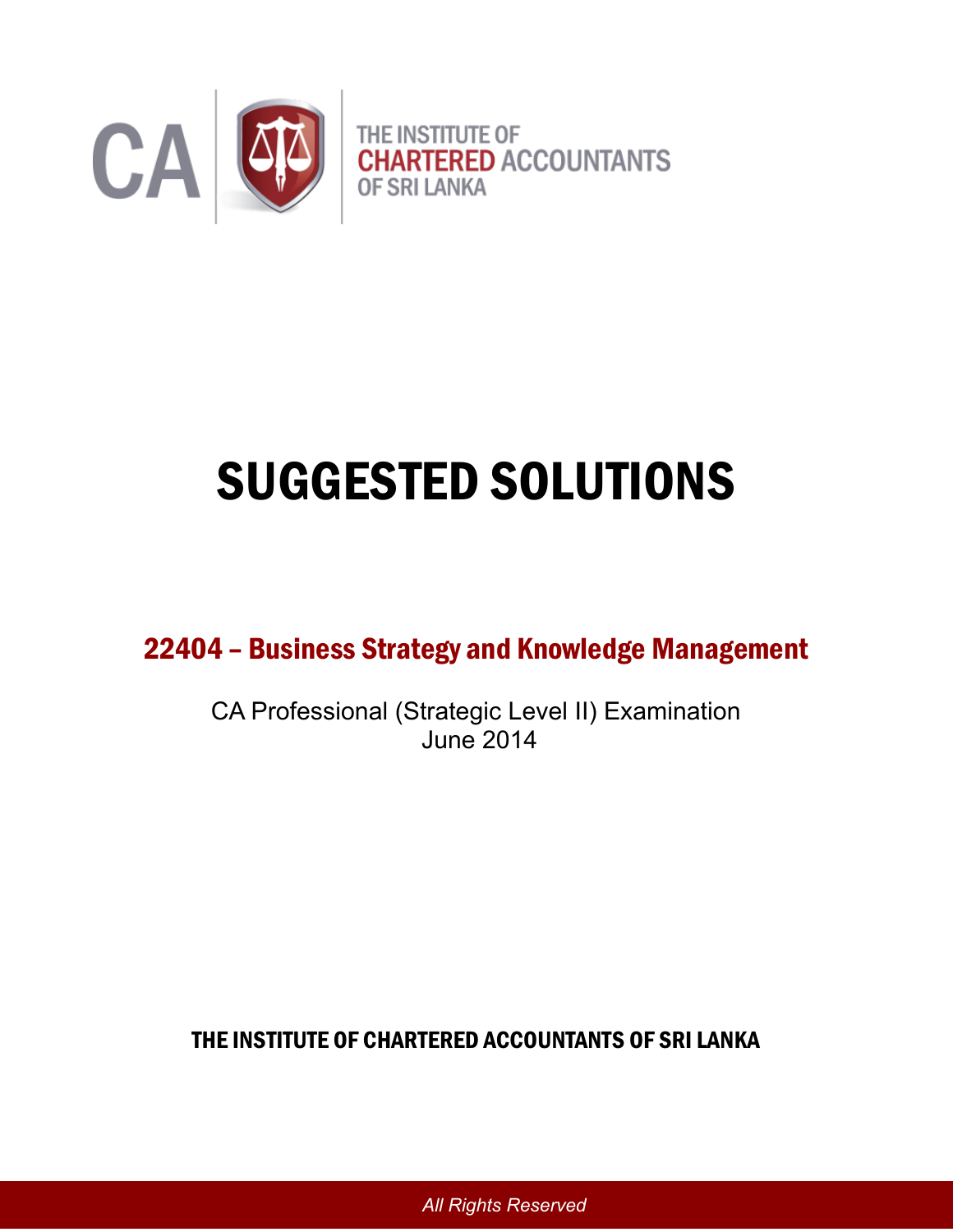CA | THE INSTITUTE OF CHARTERED ACCOUNTANTS OF SRI LANKA

# SUGGESTED SOLUTIONS

## 22404 – Business Strategy and Knowledge Management

CA Professional (Strategic Level II) Examination
June 2014

**THE INSTITUTE OF CHARTERED ACCOUNTANTS OF SRI LANKA**

*All Rights Reserved*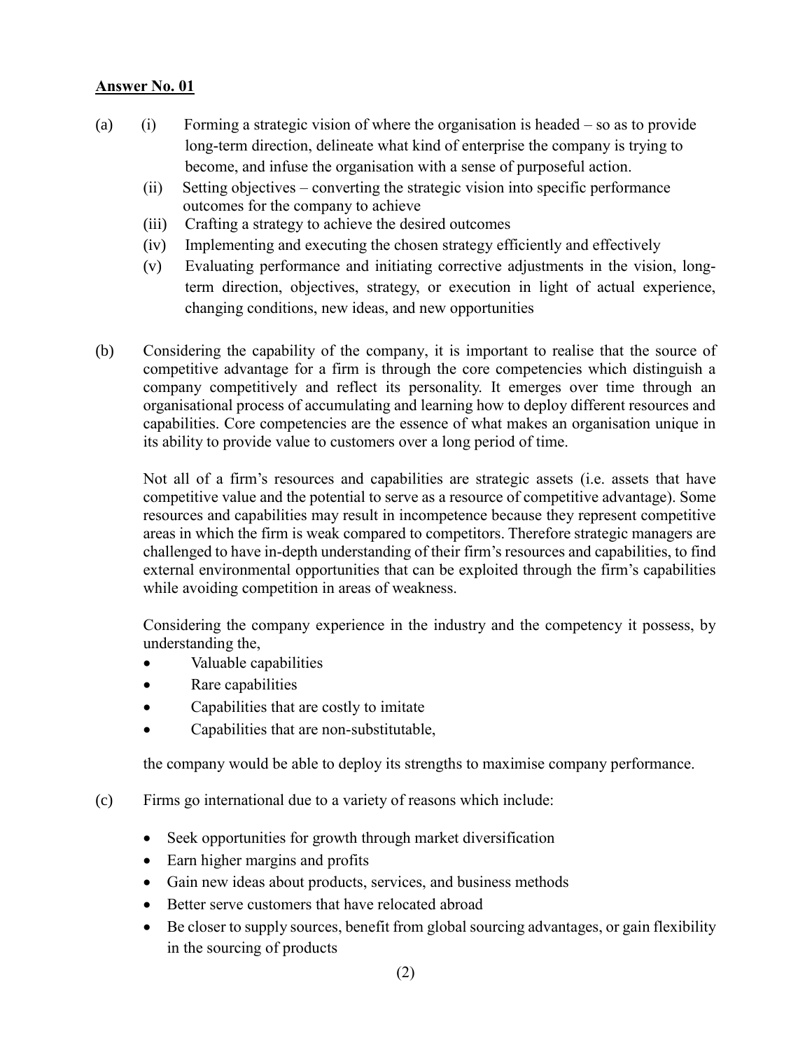**Answer No. 01**

(a)
- (i) Forming a strategic vision of where the organisation is headed – so as to provide long-term direction, delineate what kind of enterprise the company is trying to become, and infuse the organisation with a sense of purposeful action.
- (ii) Setting objectives – converting the strategic vision into specific performance outcomes for the company to achieve
- (iii) Crafting a strategy to achieve the desired outcomes
- (iv) Implementing and executing the chosen strategy efficiently and effectively
- (v) Evaluating performance and initiating corrective adjustments in the vision, long-term direction, objectives, strategy, or execution in light of actual experience, changing conditions, new ideas, and new opportunities

(b) Considering the capability of the company, it is important to realise that the source of competitive advantage for a firm is through the core competencies which distinguish a company competitively and reflect its personality. It emerges over time through an organisational process of accumulating and learning how to deploy different resources and capabilities. Core competencies are the essence of what makes an organisation unique in its ability to provide value to customers over a long period of time.

Not all of a firm's resources and capabilities are strategic assets (i.e. assets that have competitive value and the potential to serve as a resource of competitive advantage). Some resources and capabilities may result in incompetence because they represent competitive areas in which the firm is weak compared to competitors. Therefore strategic managers are challenged to have in-depth understanding of their firm's resources and capabilities, to find external environmental opportunities that can be exploited through the firm's capabilities while avoiding competition in areas of weakness.

Considering the company experience in the industry and the competency it possess, by understanding the,

- Valuable capabilities
- Rare capabilities
- Capabilities that are costly to imitate
- Capabilities that are non-substitutable,

the company would be able to deploy its strengths to maximise company performance.

(c) Firms go international due to a variety of reasons which include:

- Seek opportunities for growth through market diversification
- Earn higher margins and profits
- Gain new ideas about products, services, and business methods
- Better serve customers that have relocated abroad
- Be closer to supply sources, benefit from global sourcing advantages, or gain flexibility in the sourcing of products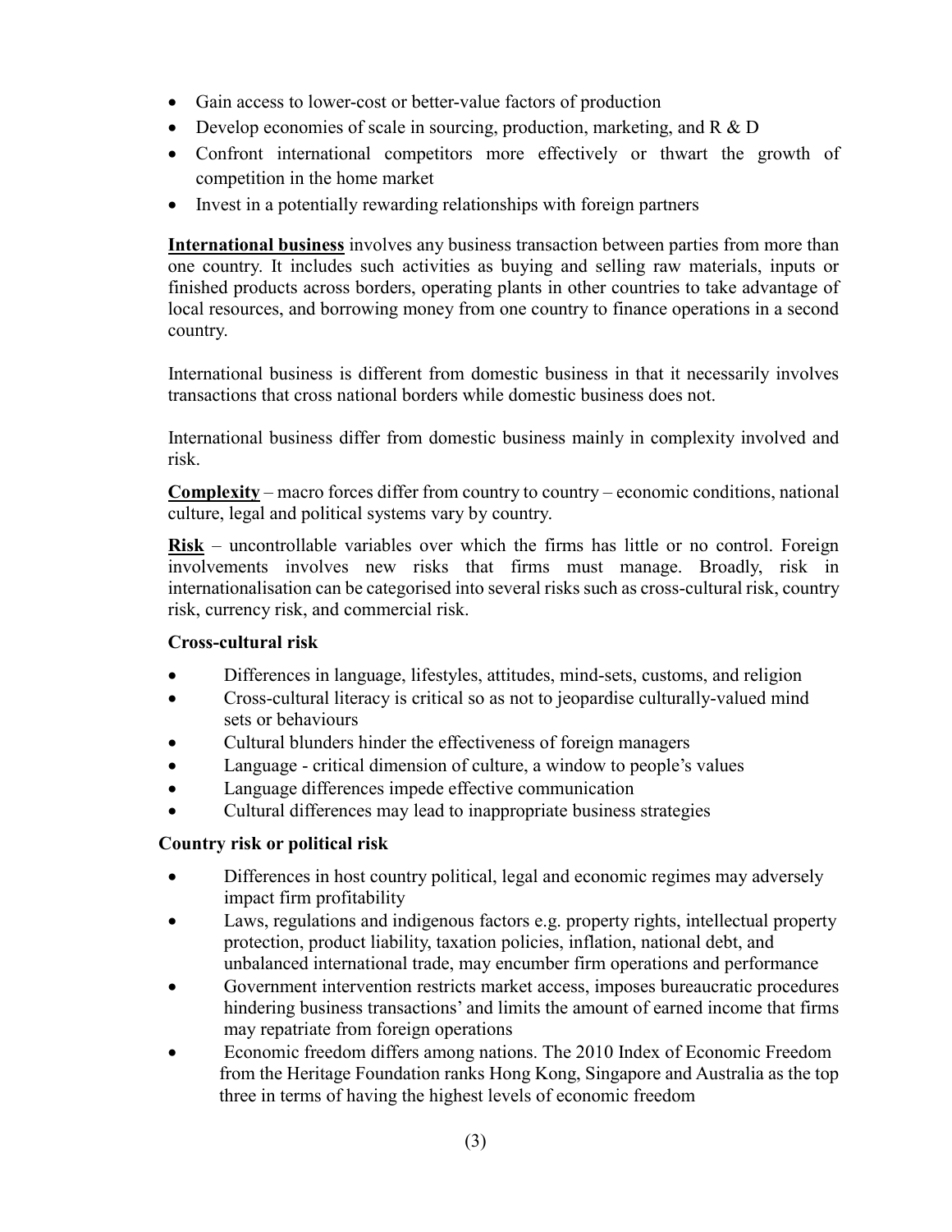- Gain access to lower-cost or better-value factors of production
- Develop economies of scale in sourcing, production, marketing, and R & D
- Confront international competitors more effectively or thwart the growth of competition in the home market
- Invest in a potentially rewarding relationships with foreign partners

**International business** involves any business transaction between parties from more than one country. It includes such activities as buying and selling raw materials, inputs or finished products across borders, operating plants in other countries to take advantage of local resources, and borrowing money from one country to finance operations in a second country.

International business is different from domestic business in that it necessarily involves transactions that cross national borders while domestic business does not.

International business differ from domestic business mainly in complexity involved and risk.

**Complexity** – macro forces differ from country to country – economic conditions, national culture, legal and political systems vary by country.

**Risk** – uncontrollable variables over which the firms has little or no control. Foreign involvements involves new risks that firms must manage. Broadly, risk in internationalisation can be categorised into several risks such as cross-cultural risk, country risk, currency risk, and commercial risk.

**Cross-cultural risk**

- Differences in language, lifestyles, attitudes, mind-sets, customs, and religion
- Cross-cultural literacy is critical so as not to jeopardise culturally-valued mind sets or behaviours
- Cultural blunders hinder the effectiveness of foreign managers
- Language - critical dimension of culture, a window to people's values
- Language differences impede effective communication
- Cultural differences may lead to inappropriate business strategies

**Country risk or political risk**

- Differences in host country political, legal and economic regimes may adversely impact firm profitability
- Laws, regulations and indigenous factors e.g. property rights, intellectual property protection, product liability, taxation policies, inflation, national debt, and unbalanced international trade, may encumber firm operations and performance
- Government intervention restricts market access, imposes bureaucratic procedures hindering business transactions' and limits the amount of earned income that firms may repatriate from foreign operations
- Economic freedom differs among nations. The 2010 Index of Economic Freedom from the Heritage Foundation ranks Hong Kong, Singapore and Australia as the top three in terms of having the highest levels of economic freedom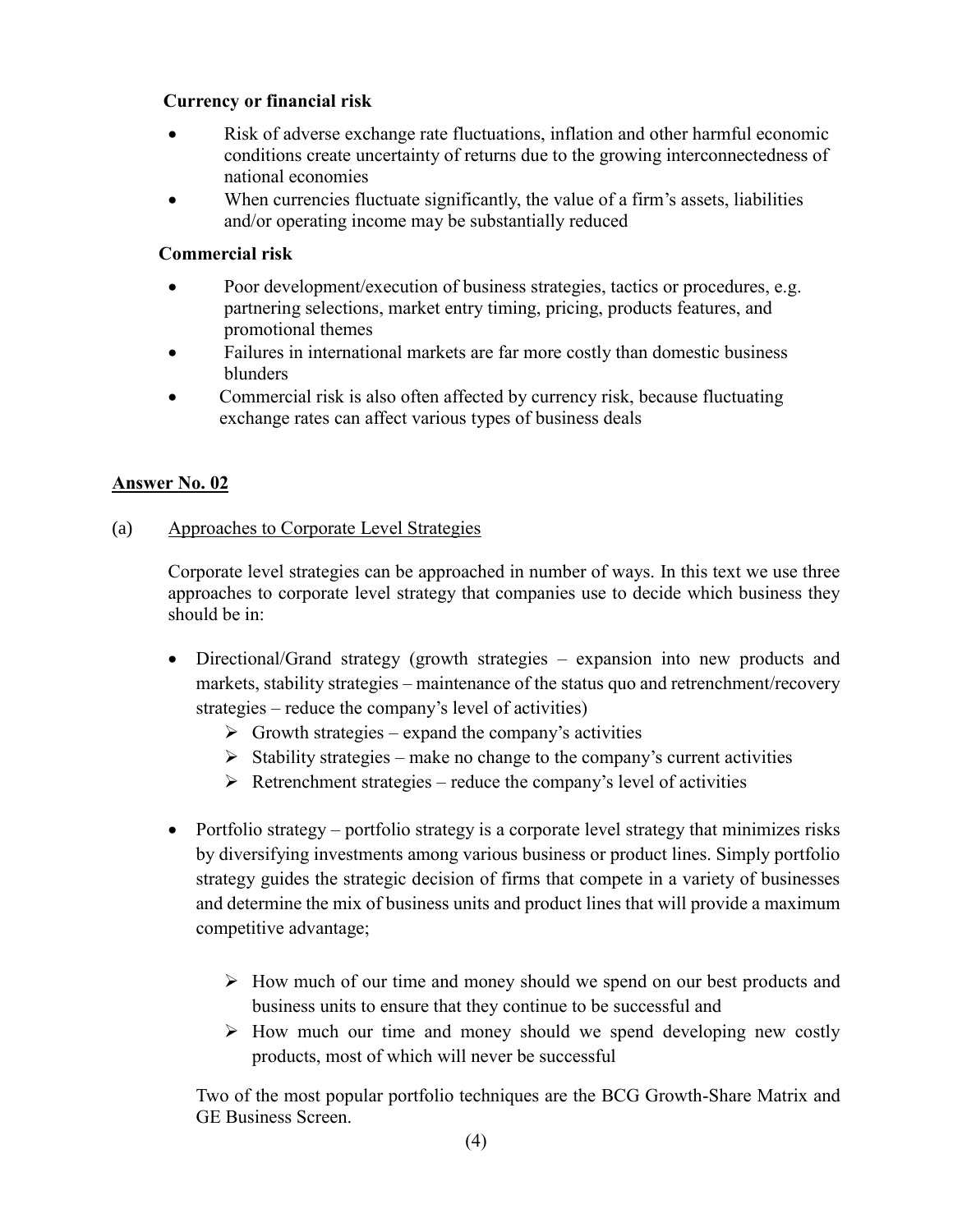**Currency or financial risk**

- Risk of adverse exchange rate fluctuations, inflation and other harmful economic conditions create uncertainty of returns due to the growing interconnectedness of national economies
- When currencies fluctuate significantly, the value of a firm's assets, liabilities and/or operating income may be substantially reduced

**Commercial risk**

- Poor development/execution of business strategies, tactics or procedures, e.g. partnering selections, market entry timing, pricing, products features, and promotional themes
- Failures in international markets are far more costly than domestic business blunders
- Commercial risk is also often affected by currency risk, because fluctuating exchange rates can affect various types of business deals

## Answer No. 02

(a) Approaches to Corporate Level Strategies

Corporate level strategies can be approached in number of ways. In this text we use three approaches to corporate level strategy that companies use to decide which business they should be in:

- Directional/Grand strategy (growth strategies – expansion into new products and markets, stability strategies – maintenance of the status quo and retrenchment/recovery strategies – reduce the company's level of activities)
  - Growth strategies – expand the company's activities
  - Stability strategies – make no change to the company's current activities
  - Retrenchment strategies – reduce the company's level of activities

- Portfolio strategy – portfolio strategy is a corporate level strategy that minimizes risks by diversifying investments among various business or product lines. Simply portfolio strategy guides the strategic decision of firms that compete in a variety of businesses and determine the mix of business units and product lines that will provide a maximum competitive advantage;

  - How much of our time and money should we spend on our best products and business units to ensure that they continue to be successful and
  - How much our time and money should we spend developing new costly products, most of which will never be successful

  Two of the most popular portfolio techniques are the BCG Growth-Share Matrix and GE Business Screen.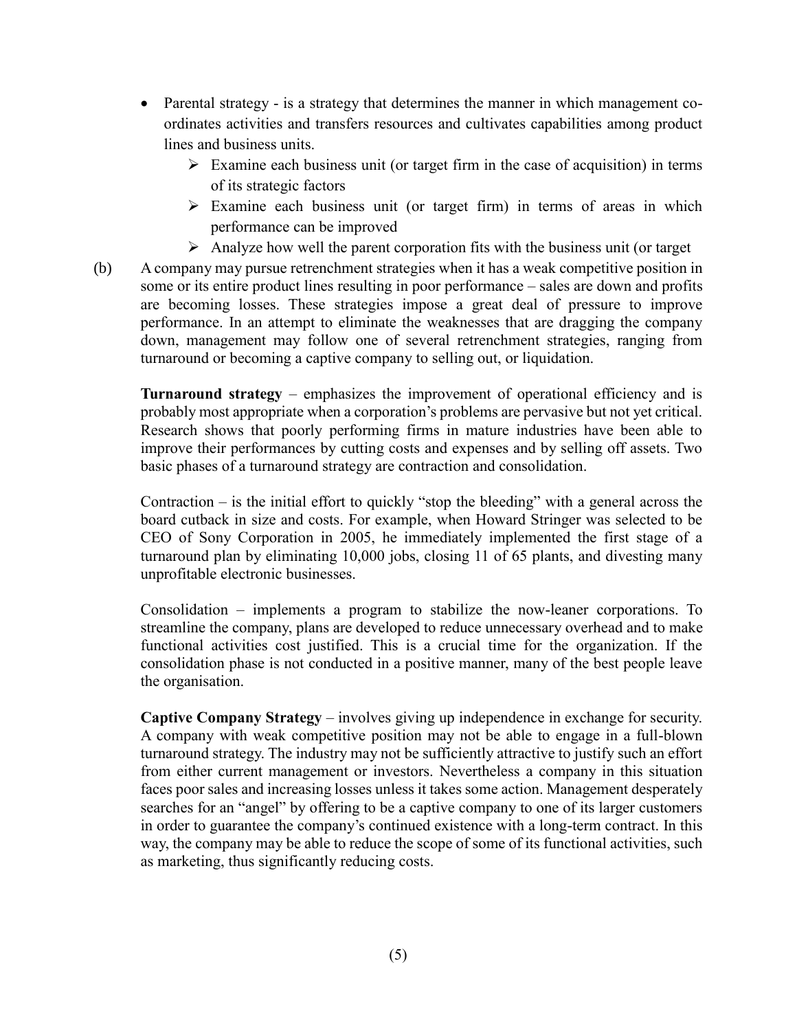- Parental strategy - is a strategy that determines the manner in which management co-ordinates activities and transfers resources and cultivates capabilities among product lines and business units.
  - Examine each business unit (or target firm in the case of acquisition) in terms of its strategic factors
  - Examine each business unit (or target firm) in terms of areas in which performance can be improved
  - Analyze how well the parent corporation fits with the business unit (or target

(b) A company may pursue retrenchment strategies when it has a weak competitive position in some or its entire product lines resulting in poor performance – sales are down and profits are becoming losses. These strategies impose a great deal of pressure to improve performance. In an attempt to eliminate the weaknesses that are dragging the company down, management may follow one of several retrenchment strategies, ranging from turnaround or becoming a captive company to selling out, or liquidation.

**Turnaround strategy** – emphasizes the improvement of operational efficiency and is probably most appropriate when a corporation's problems are pervasive but not yet critical. Research shows that poorly performing firms in mature industries have been able to improve their performances by cutting costs and expenses and by selling off assets. Two basic phases of a turnaround strategy are contraction and consolidation.

Contraction – is the initial effort to quickly "stop the bleeding" with a general across the board cutback in size and costs. For example, when Howard Stringer was selected to be CEO of Sony Corporation in 2005, he immediately implemented the first stage of a turnaround plan by eliminating 10,000 jobs, closing 11 of 65 plants, and divesting many unprofitable electronic businesses.

Consolidation – implements a program to stabilize the now-leaner corporations. To streamline the company, plans are developed to reduce unnecessary overhead and to make functional activities cost justified. This is a crucial time for the organization. If the consolidation phase is not conducted in a positive manner, many of the best people leave the organisation.

**Captive Company Strategy** – involves giving up independence in exchange for security. A company with weak competitive position may not be able to engage in a full-blown turnaround strategy. The industry may not be sufficiently attractive to justify such an effort from either current management or investors. Nevertheless a company in this situation faces poor sales and increasing losses unless it takes some action. Management desperately searches for an "angel" by offering to be a captive company to one of its larger customers in order to guarantee the company's continued existence with a long-term contract. In this way, the company may be able to reduce the scope of some of its functional activities, such as marketing, thus significantly reducing costs.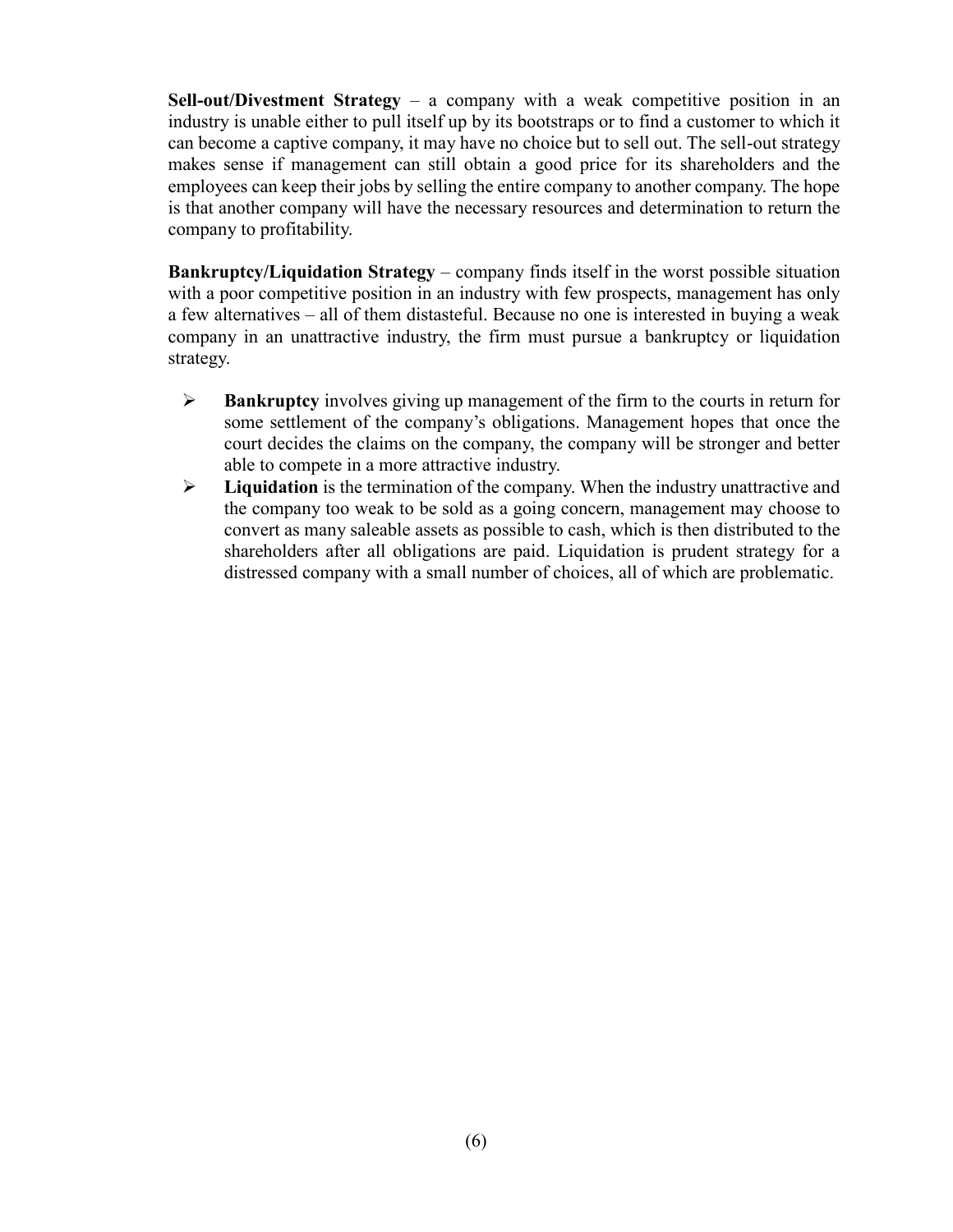**Sell-out/Divestment Strategy** – a company with a weak competitive position in an industry is unable either to pull itself up by its bootstraps or to find a customer to which it can become a captive company, it may have no choice but to sell out. The sell-out strategy makes sense if management can still obtain a good price for its shareholders and the employees can keep their jobs by selling the entire company to another company. The hope is that another company will have the necessary resources and determination to return the company to profitability.

**Bankruptcy/Liquidation Strategy** – company finds itself in the worst possible situation with a poor competitive position in an industry with few prospects, management has only a few alternatives – all of them distasteful. Because no one is interested in buying a weak company in an unattractive industry, the firm must pursue a bankruptcy or liquidation strategy.

- **Bankruptcy** involves giving up management of the firm to the courts in return for some settlement of the company's obligations. Management hopes that once the court decides the claims on the company, the company will be stronger and better able to compete in a more attractive industry.
- **Liquidation** is the termination of the company. When the industry unattractive and the company too weak to be sold as a going concern, management may choose to convert as many saleable assets as possible to cash, which is then distributed to the shareholders after all obligations are paid. Liquidation is prudent strategy for a distressed company with a small number of choices, all of which are problematic.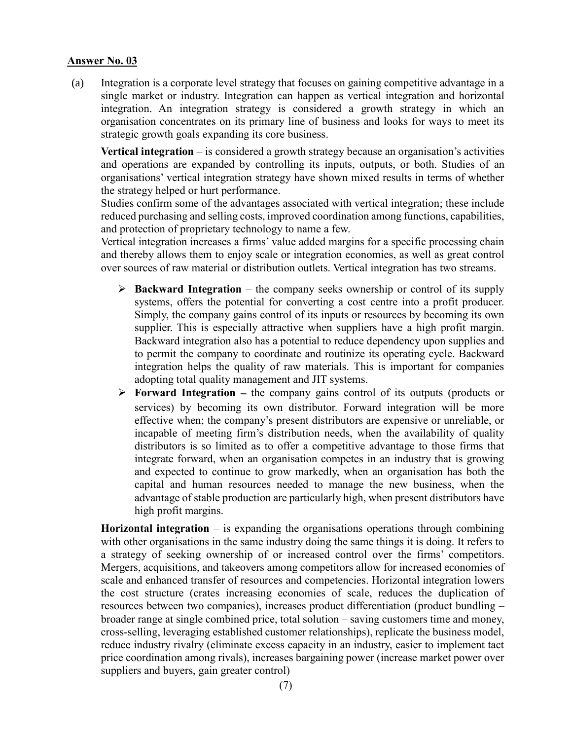**Answer No. 03**

(a) Integration is a corporate level strategy that focuses on gaining competitive advantage in a single market or industry. Integration can happen as vertical integration and horizontal integration. An integration strategy is considered a growth strategy in which an organisation concentrates on its primary line of business and looks for ways to meet its strategic growth goals expanding its core business.

**Vertical integration** – is considered a growth strategy because an organisation's activities and operations are expanded by controlling its inputs, outputs, or both. Studies of an organisations' vertical integration strategy have shown mixed results in terms of whether the strategy helped or hurt performance.

Studies confirm some of the advantages associated with vertical integration; these include reduced purchasing and selling costs, improved coordination among functions, capabilities, and protection of proprietary technology to name a few.

Vertical integration increases a firms' value added margins for a specific processing chain and thereby allows them to enjoy scale or integration economies, as well as great control over sources of raw material or distribution outlets. Vertical integration has two streams.

- **Backward Integration** – the company seeks ownership or control of its supply systems, offers the potential for converting a cost centre into a profit producer. Simply, the company gains control of its inputs or resources by becoming its own supplier. This is especially attractive when suppliers have a high profit margin. Backward integration also has a potential to reduce dependency upon supplies and to permit the company to coordinate and routinize its operating cycle. Backward integration helps the quality of raw materials. This is important for companies adopting total quality management and JIT systems.
- **Forward Integration** – the company gains control of its outputs (products or services) by becoming its own distributor. Forward integration will be more effective when; the company's present distributors are expensive or unreliable, or incapable of meeting firm's distribution needs, when the availability of quality distributors is so limited as to offer a competitive advantage to those firms that integrate forward, when an organisation competes in an industry that is growing and expected to continue to grow markedly, when an organisation has both the capital and human resources needed to manage the new business, when the advantage of stable production are particularly high, when present distributors have high profit margins.

**Horizontal integration** – is expanding the organisations operations through combining with other organisations in the same industry doing the same things it is doing. It refers to a strategy of seeking ownership of or increased control over the firms' competitors. Mergers, acquisitions, and takeovers among competitors allow for increased economies of scale and enhanced transfer of resources and competencies. Horizontal integration lowers the cost structure (crates increasing economies of scale, reduces the duplication of resources between two companies), increases product differentiation (product bundling – broader range at single combined price, total solution – saving customers time and money, cross-selling, leveraging established customer relationships), replicate the business model, reduce industry rivalry (eliminate excess capacity in an industry, easier to implement tact price coordination among rivals), increases bargaining power (increase market power over suppliers and buyers, gain greater control)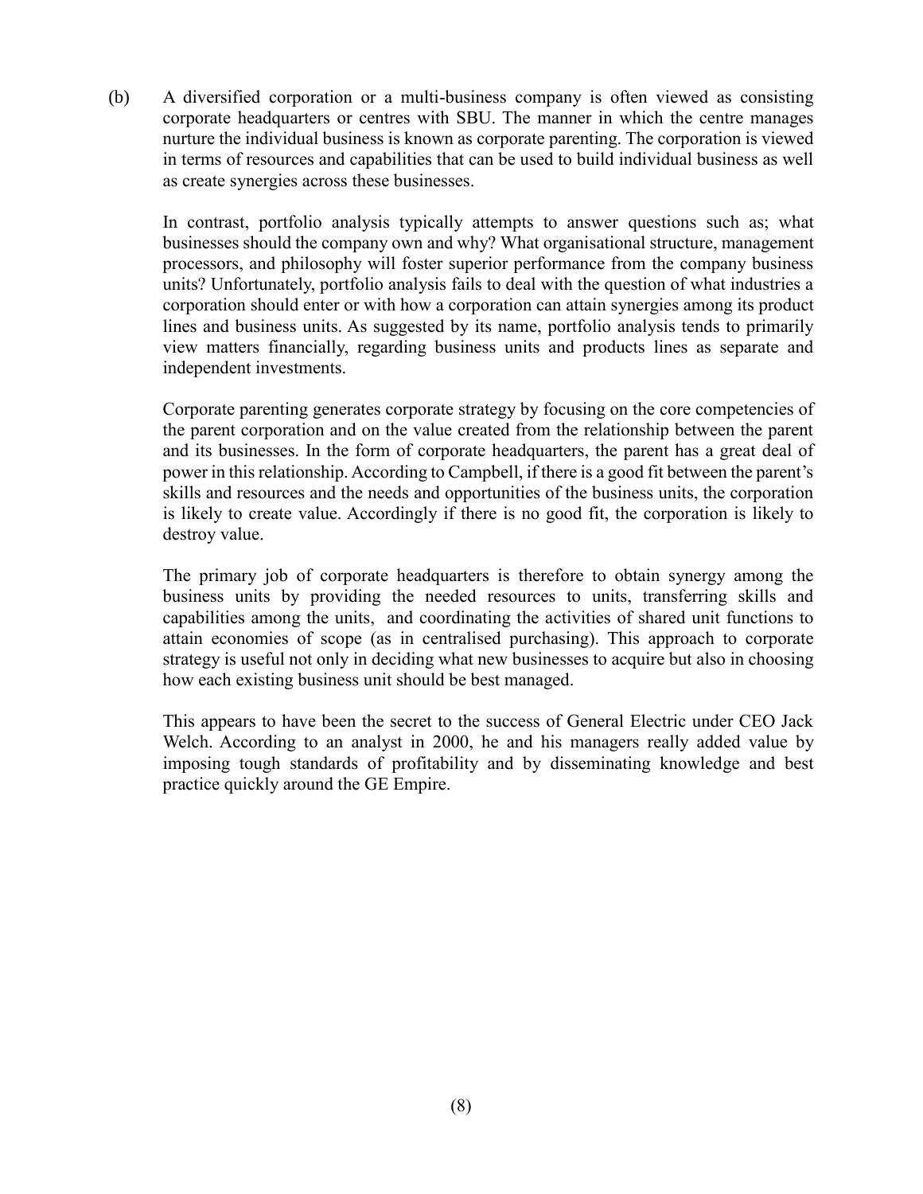(b) A diversified corporation or a multi-business company is often viewed as consisting corporate headquarters or centres with SBU. The manner in which the centre manages nurture the individual business is known as corporate parenting. The corporation is viewed in terms of resources and capabilities that can be used to build individual business as well as create synergies across these businesses.

In contrast, portfolio analysis typically attempts to answer questions such as; what businesses should the company own and why? What organisational structure, management processors, and philosophy will foster superior performance from the company business units? Unfortunately, portfolio analysis fails to deal with the question of what industries a corporation should enter or with how a corporation can attain synergies among its product lines and business units. As suggested by its name, portfolio analysis tends to primarily view matters financially, regarding business units and products lines as separate and independent investments.

Corporate parenting generates corporate strategy by focusing on the core competencies of the parent corporation and on the value created from the relationship between the parent and its businesses. In the form of corporate headquarters, the parent has a great deal of power in this relationship. According to Campbell, if there is a good fit between the parent's skills and resources and the needs and opportunities of the business units, the corporation is likely to create value. Accordingly if there is no good fit, the corporation is likely to destroy value.

The primary job of corporate headquarters is therefore to obtain synergy among the business units by providing the needed resources to units, transferring skills and capabilities among the units, and coordinating the activities of shared unit functions to attain economies of scope (as in centralised purchasing). This approach to corporate strategy is useful not only in deciding what new businesses to acquire but also in choosing how each existing business unit should be best managed.

This appears to have been the secret to the success of General Electric under CEO Jack Welch. According to an analyst in 2000, he and his managers really added value by imposing tough standards of profitability and by disseminating knowledge and best practice quickly around the GE Empire.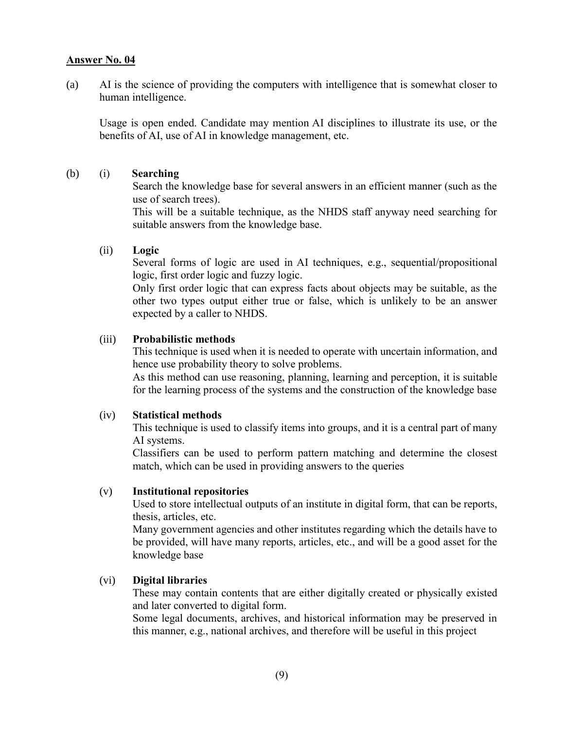**Answer No. 04**

(a) AI is the science of providing the computers with intelligence that is somewhat closer to human intelligence.

Usage is open ended. Candidate may mention AI disciplines to illustrate its use, or the benefits of AI, use of AI in knowledge management, etc.

(b) (i) **Searching**

Search the knowledge base for several answers in an efficient manner (such as the use of search trees).

This will be a suitable technique, as the NHDS staff anyway need searching for suitable answers from the knowledge base.

(ii) **Logic**

Several forms of logic are used in AI techniques, e.g., sequential/propositional logic, first order logic and fuzzy logic.

Only first order logic that can express facts about objects may be suitable, as the other two types output either true or false, which is unlikely to be an answer expected by a caller to NHDS.

(iii) **Probabilistic methods**

This technique is used when it is needed to operate with uncertain information, and hence use probability theory to solve problems.

As this method can use reasoning, planning, learning and perception, it is suitable for the learning process of the systems and the construction of the knowledge base

(iv) **Statistical methods**

This technique is used to classify items into groups, and it is a central part of many AI systems.

Classifiers can be used to perform pattern matching and determine the closest match, which can be used in providing answers to the queries

(v) **Institutional repositories**

Used to store intellectual outputs of an institute in digital form, that can be reports, thesis, articles, etc.

Many government agencies and other institutes regarding which the details have to be provided, will have many reports, articles, etc., and will be a good asset for the knowledge base

(vi) **Digital libraries**

These may contain contents that are either digitally created or physically existed and later converted to digital form.

Some legal documents, archives, and historical information may be preserved in this manner, e.g., national archives, and therefore will be useful in this project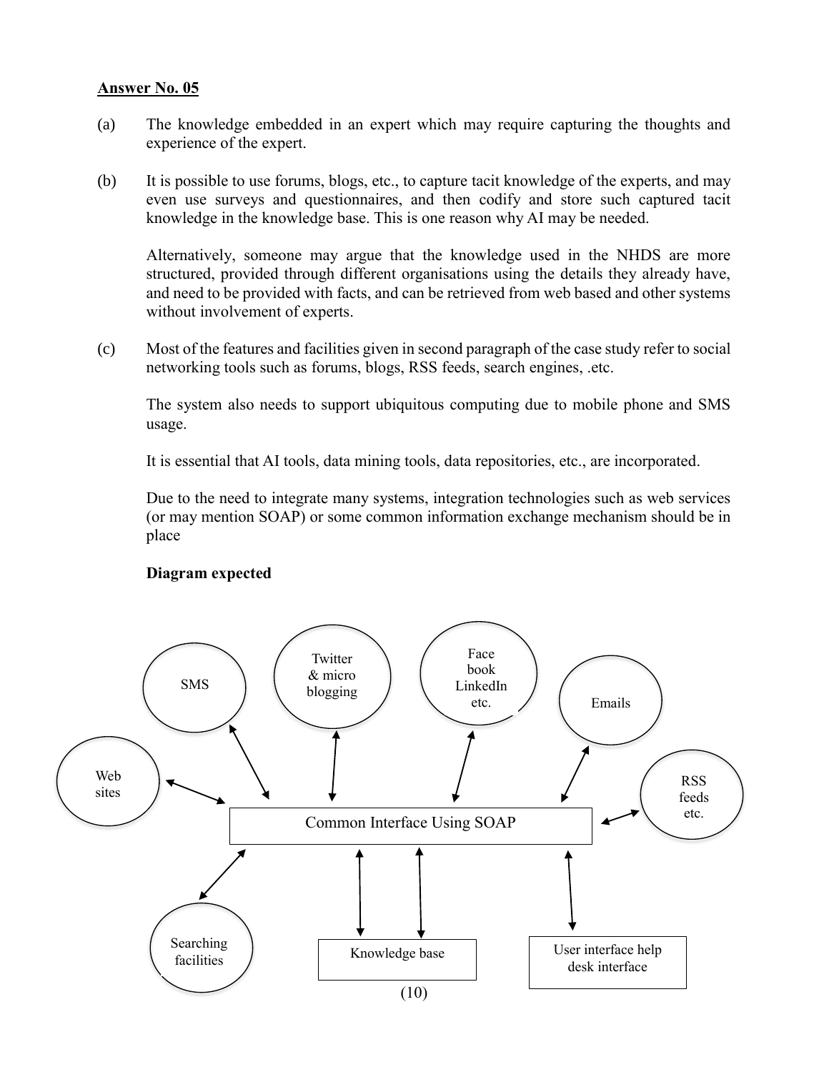**Answer No. 05**

(a) The knowledge embedded in an expert which may require capturing the thoughts and experience of the expert.

(b) It is possible to use forums, blogs, etc., to capture tacit knowledge of the experts, and may even use surveys and questionnaires, and then codify and store such captured tacit knowledge in the knowledge base. This is one reason why AI may be needed.

Alternatively, someone may argue that the knowledge used in the NHDS are more structured, provided through different organisations using the details they already have, and need to be provided with facts, and can be retrieved from web based and other systems without involvement of experts.

(c) Most of the features and facilities given in second paragraph of the case study refer to social networking tools such as forums, blogs, RSS feeds, search engines, .etc.

The system also needs to support ubiquitous computing due to mobile phone and SMS usage.

It is essential that AI tools, data mining tools, data repositories, etc., are incorporated.

Due to the need to integrate many systems, integration technologies such as web services (or may mention SOAP) or some common information exchange mechanism should be in place

**Diagram expected**

Web sites | SMS | Twitter & micro blogging | Face book LinkedIn etc. | Emails | RSS feeds etc.

Common Interface Using SOAP

Searching facilities | Knowledge base | User interface help desk interface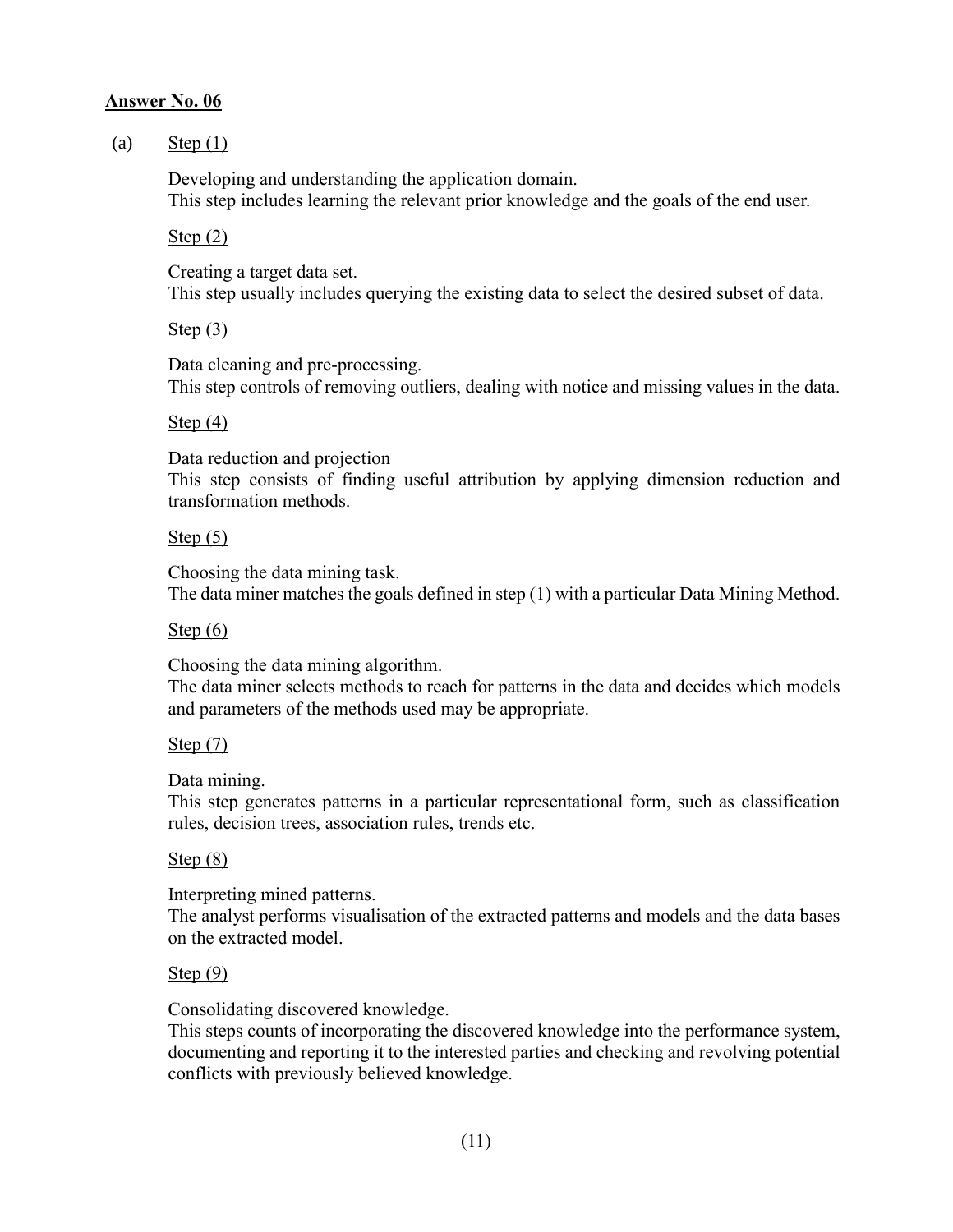**Answer No. 06**

(a) Step (1)

Developing and understanding the application domain.
This step includes learning the relevant prior knowledge and the goals of the end user.

Step (2)

Creating a target data set.
This step usually includes querying the existing data to select the desired subset of data.

Step (3)

Data cleaning and pre-processing.
This step controls of removing outliers, dealing with notice and missing values in the data.

Step (4)

Data reduction and projection
This step consists of finding useful attribution by applying dimension reduction and transformation methods.

Step (5)

Choosing the data mining task.
The data miner matches the goals defined in step (1) with a particular Data Mining Method.

Step (6)

Choosing the data mining algorithm.
The data miner selects methods to reach for patterns in the data and decides which models and parameters of the methods used may be appropriate.

Step (7)

Data mining.
This step generates patterns in a particular representational form, such as classification rules, decision trees, association rules, trends etc.

Step (8)

Interpreting mined patterns.
The analyst performs visualisation of the extracted patterns and models and the data bases on the extracted model.

Step (9)

Consolidating discovered knowledge.
This steps counts of incorporating the discovered knowledge into the performance system, documenting and reporting it to the interested parties and checking and revolving potential conflicts with previously believed knowledge.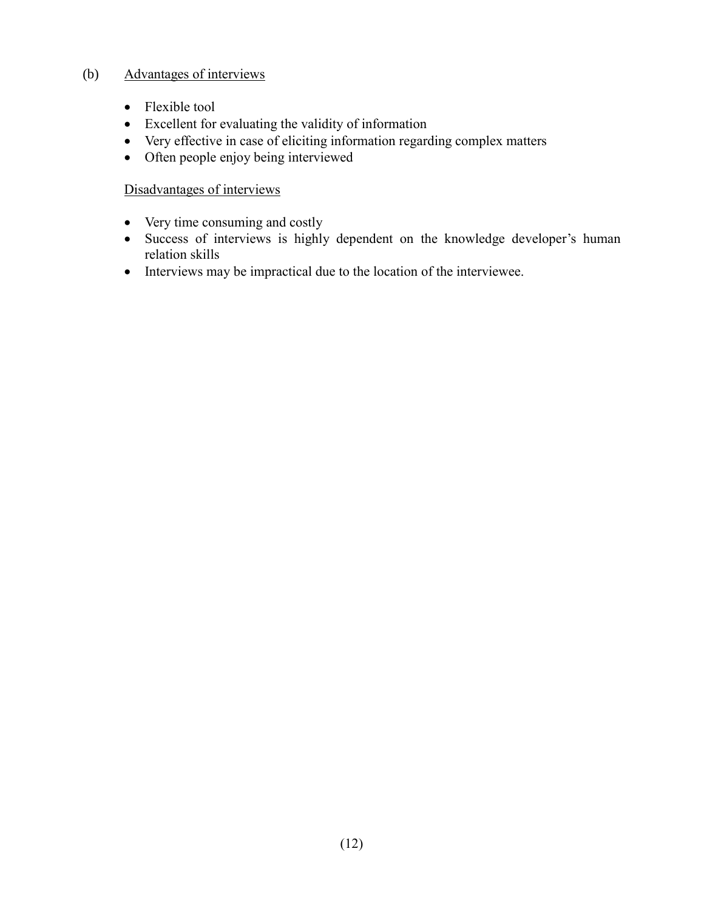(b) Advantages of interviews

- Flexible tool
- Excellent for evaluating the validity of information
- Very effective in case of eliciting information regarding complex matters
- Often people enjoy being interviewed

Disadvantages of interviews

- Very time consuming and costly
- Success of interviews is highly dependent on the knowledge developer's human relation skills
- Interviews may be impractical due to the location of the interviewee.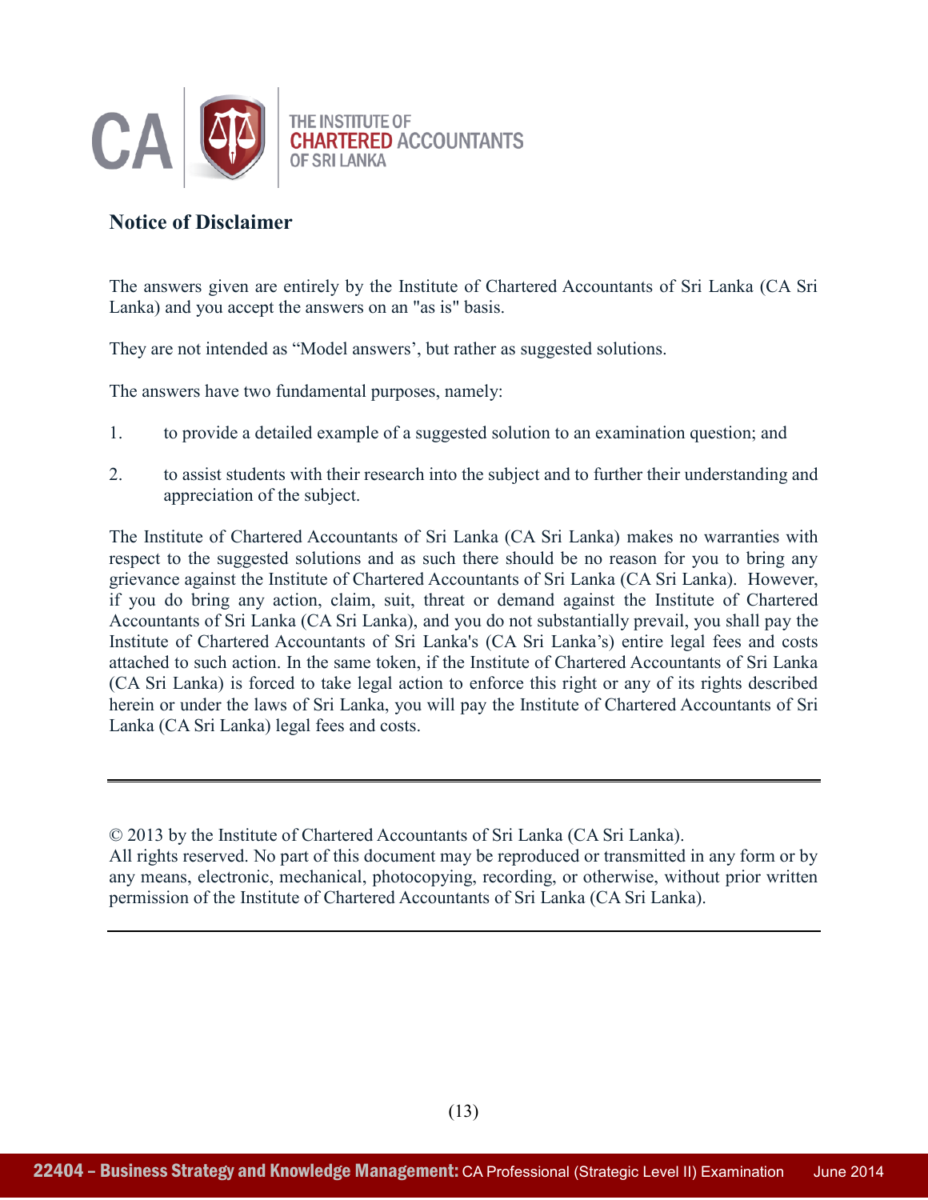THE INSTITUTE OF CHARTERED ACCOUNTANTS OF SRI LANKA

## Notice of Disclaimer

The answers given are entirely by the Institute of Chartered Accountants of Sri Lanka (CA Sri Lanka) and you accept the answers on an "as is" basis.

They are not intended as "Model answers', but rather as suggested solutions.

The answers have two fundamental purposes, namely:

1. to provide a detailed example of a suggested solution to an examination question; and
2. to assist students with their research into the subject and to further their understanding and appreciation of the subject.

The Institute of Chartered Accountants of Sri Lanka (CA Sri Lanka) makes no warranties with respect to the suggested solutions and as such there should be no reason for you to bring any grievance against the Institute of Chartered Accountants of Sri Lanka (CA Sri Lanka). However, if you do bring any action, claim, suit, threat or demand against the Institute of Chartered Accountants of Sri Lanka (CA Sri Lanka), and you do not substantially prevail, you shall pay the Institute of Chartered Accountants of Sri Lanka's (CA Sri Lanka's) entire legal fees and costs attached to such action. In the same token, if the Institute of Chartered Accountants of Sri Lanka (CA Sri Lanka) is forced to take legal action to enforce this right or any of its rights described herein or under the laws of Sri Lanka, you will pay the Institute of Chartered Accountants of Sri Lanka (CA Sri Lanka) legal fees and costs.

---

© 2013 by the Institute of Chartered Accountants of Sri Lanka (CA Sri Lanka).
All rights reserved. No part of this document may be reproduced or transmitted in any form or by any means, electronic, mechanical, photocopying, recording, or otherwise, without prior written permission of the Institute of Chartered Accountants of Sri Lanka (CA Sri Lanka).

---